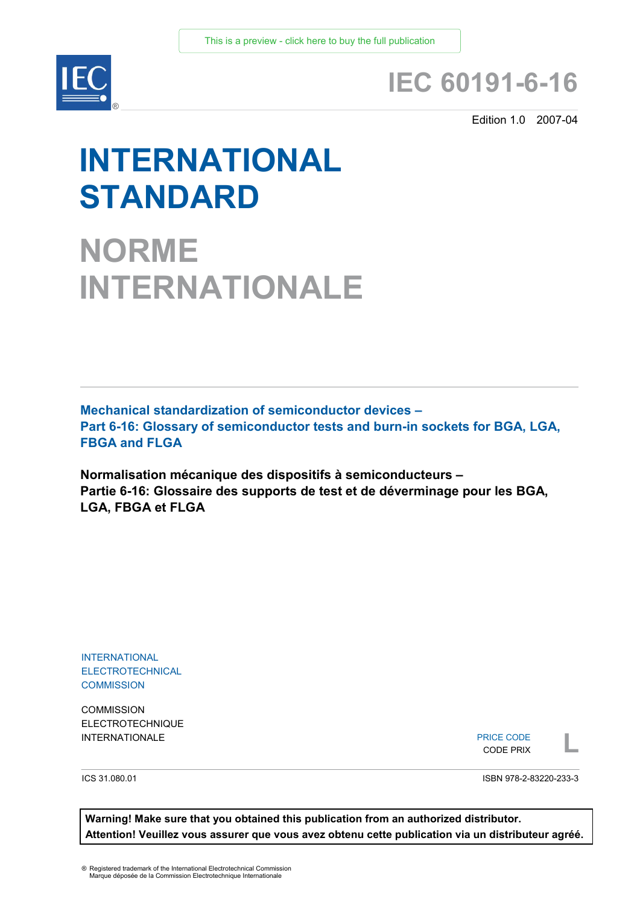This is a preview - click here to buy the full publication

IEC®

# IEC 60191-6-16

Edition 1.0 2007-04

# INTERNATIONAL STANDARD

# NORME INTERNATIONALE

**Mechanical standardization of semiconductor devices –
Part 6-16: Glossary of semiconductor tests and burn-in sockets for BGA, LGA, FBGA and FLGA**

**Normalisation mécanique des dispositifs à semiconducteurs –
Partie 6-16: Glossaire des supports de test et de déverminage pour les BGA, LGA, FBGA et FLGA**

INTERNATIONAL
ELECTROTECHNICAL
COMMISSION

COMMISSION
ELECTROTECHNIQUE
INTERNATIONALE

PRICE CODE
CODE PRIX
**L**

ICS 31.080.01

ISBN 978-2-83220-233-3

**Warning! Make sure that you obtained this publication from an authorized distributor.
Attention! Veuillez vous assurer que vous avez obtenu cette publication via un distributeur agréé.**

® Registered trademark of the International Electrotechnical Commission
Marque déposée de la Commission Electrotechnique Internationale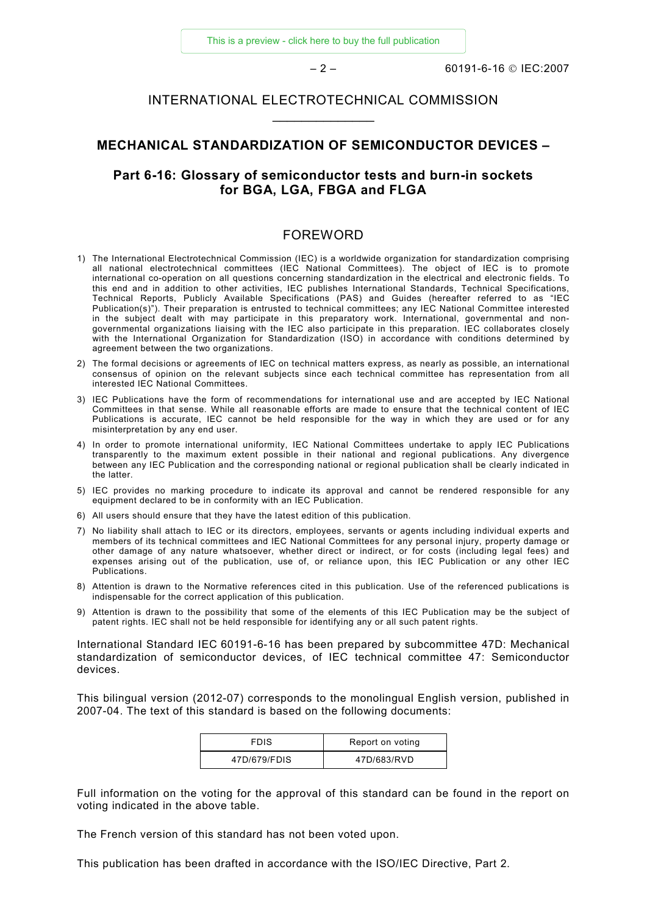# INTERNATIONAL ELECTROTECHNICAL COMMISSION

## MECHANICAL STANDARDIZATION OF SEMICONDUCTOR DEVICES –

## Part 6-16: Glossary of semiconductor tests and burn-in sockets for BGA, LGA, FBGA and FLGA

## FOREWORD

1) The International Electrotechnical Commission (IEC) is a worldwide organization for standardization comprising all national electrotechnical committees (IEC National Committees). The object of IEC is to promote international co-operation on all questions concerning standardization in the electrical and electronic fields. To this end and in addition to other activities, IEC publishes International Standards, Technical Specifications, Technical Reports, Publicly Available Specifications (PAS) and Guides (hereafter referred to as "IEC Publication(s)"). Their preparation is entrusted to technical committees; any IEC National Committee interested in the subject dealt with may participate in this preparatory work. International, governmental and non-governmental organizations liaising with the IEC also participate in this preparation. IEC collaborates closely with the International Organization for Standardization (ISO) in accordance with conditions determined by agreement between the two organizations.
2) The formal decisions or agreements of IEC on technical matters express, as nearly as possible, an international consensus of opinion on the relevant subjects since each technical committee has representation from all interested IEC National Committees.
3) IEC Publications have the form of recommendations for international use and are accepted by IEC National Committees in that sense. While all reasonable efforts are made to ensure that the technical content of IEC Publications is accurate, IEC cannot be held responsible for the way in which they are used or for any misinterpretation by any end user.
4) In order to promote international uniformity, IEC National Committees undertake to apply IEC Publications transparently to the maximum extent possible in their national and regional publications. Any divergence between any IEC Publication and the corresponding national or regional publication shall be clearly indicated in the latter.
5) IEC provides no marking procedure to indicate its approval and cannot be rendered responsible for any equipment declared to be in conformity with an IEC Publication.
6) All users should ensure that they have the latest edition of this publication.
7) No liability shall attach to IEC or its directors, employees, servants or agents including individual experts and members of its technical committees and IEC National Committees for any personal injury, property damage or other damage of any nature whatsoever, whether direct or indirect, or for costs (including legal fees) and expenses arising out of the publication, use of, or reliance upon, this IEC Publication or any other IEC Publications.
8) Attention is drawn to the Normative references cited in this publication. Use of the referenced publications is indispensable for the correct application of this publication.
9) Attention is drawn to the possibility that some of the elements of this IEC Publication may be the subject of patent rights. IEC shall not be held responsible for identifying any or all such patent rights.

International Standard IEC 60191-6-16 has been prepared by subcommittee 47D: Mechanical standardization of semiconductor devices, of IEC technical committee 47: Semiconductor devices.

This bilingual version (2012-07) corresponds to the monolingual English version, published in 2007-04. The text of this standard is based on the following documents:

| FDIS | Report on voting |
|---|---|
| 47D/679/FDIS | 47D/683/RVD |

Full information on the voting for the approval of this standard can be found in the report on voting indicated in the above table.

The French version of this standard has not been voted upon.

This publication has been drafted in accordance with the ISO/IEC Directive, Part 2.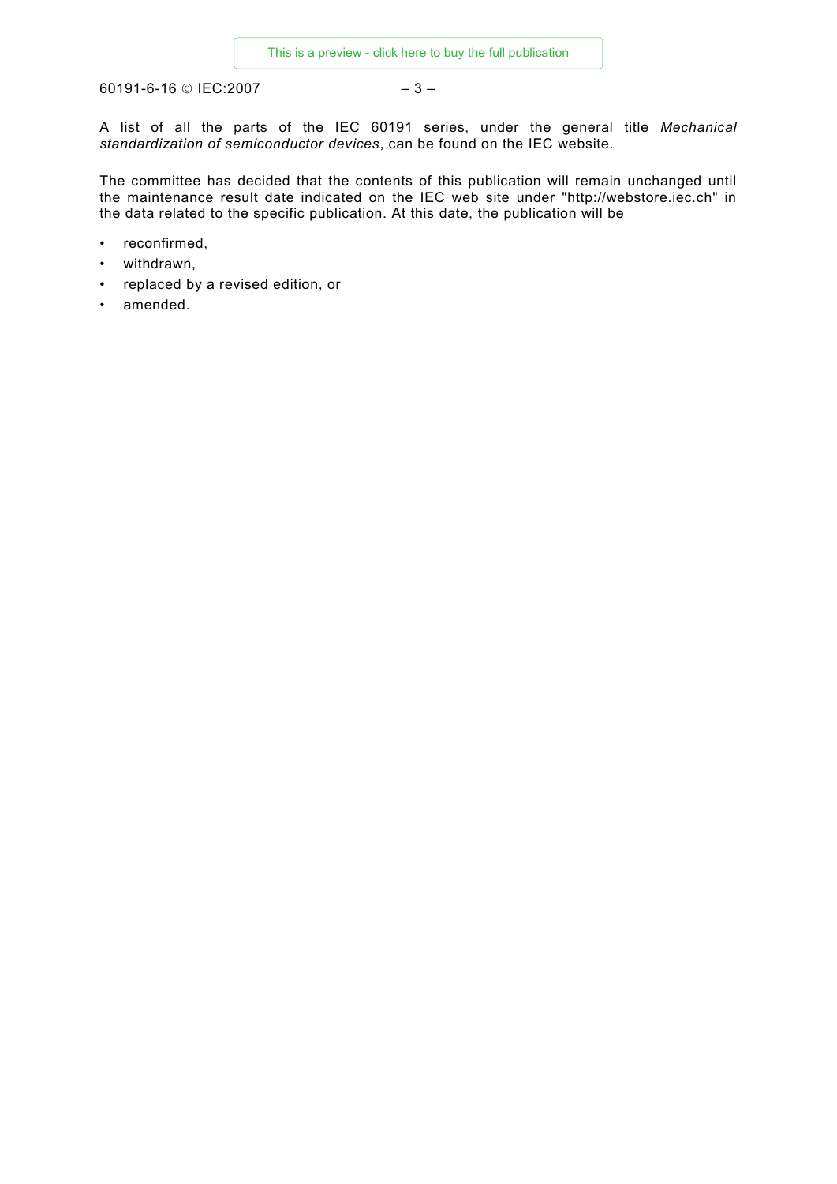A list of all the parts of the IEC 60191 series, under the general title *Mechanical standardization of semiconductor devices*, can be found on the IEC website.

The committee has decided that the contents of this publication will remain unchanged until the maintenance result date indicated on the IEC web site under "http://webstore.iec.ch" in the data related to the specific publication. At this date, the publication will be

- reconfirmed,
- withdrawn,
- replaced by a revised edition, or
- amended.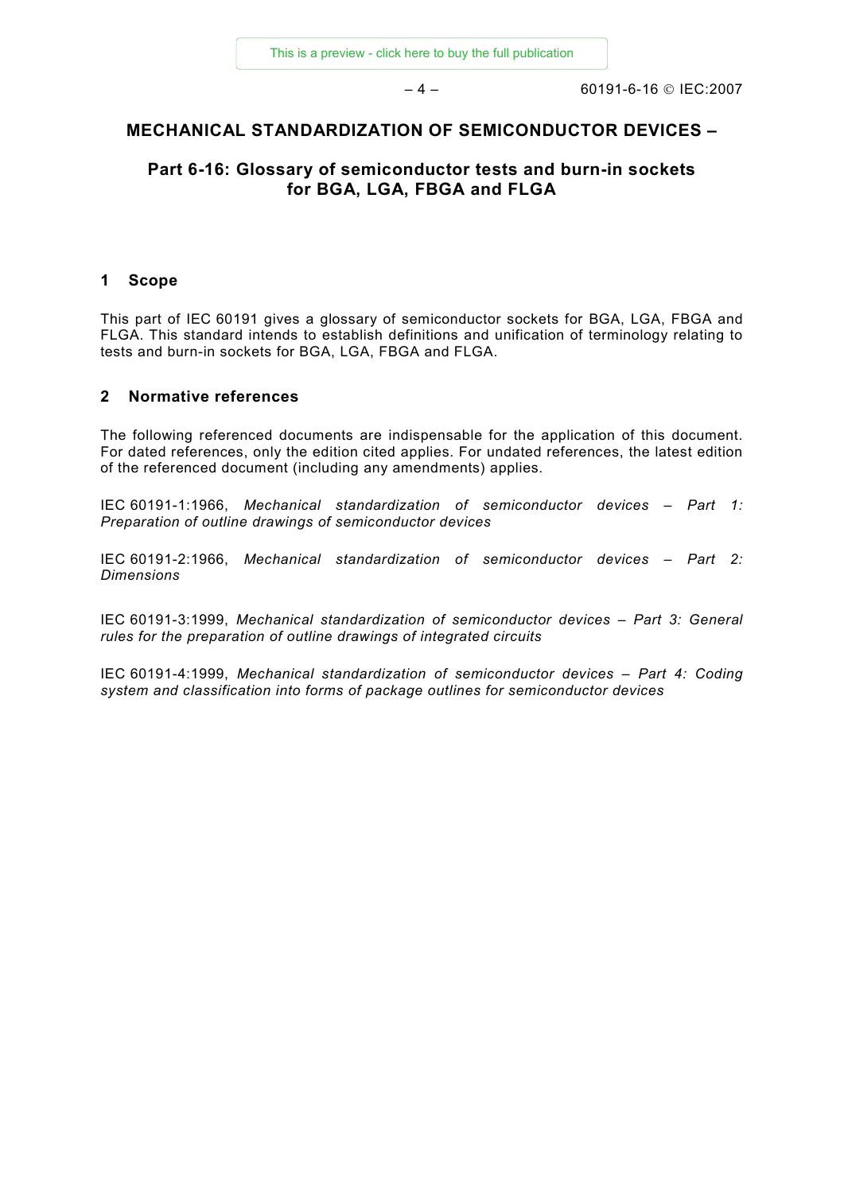# MECHANICAL STANDARDIZATION OF SEMICONDUCTOR DEVICES –

## Part 6-16: Glossary of semiconductor tests and burn-in sockets for BGA, LGA, FBGA and FLGA

### 1 Scope

This part of IEC 60191 gives a glossary of semiconductor sockets for BGA, LGA, FBGA and FLGA. This standard intends to establish definitions and unification of terminology relating to tests and burn-in sockets for BGA, LGA, FBGA and FLGA.

### 2 Normative references

The following referenced documents are indispensable for the application of this document. For dated references, only the edition cited applies. For undated references, the latest edition of the referenced document (including any amendments) applies.

IEC 60191-1:1966, *Mechanical standardization of semiconductor devices – Part 1: Preparation of outline drawings of semiconductor devices*

IEC 60191-2:1966, *Mechanical standardization of semiconductor devices – Part 2: Dimensions*

IEC 60191-3:1999, *Mechanical standardization of semiconductor devices – Part 3: General rules for the preparation of outline drawings of integrated circuits*

IEC 60191-4:1999, *Mechanical standardization of semiconductor devices – Part 4: Coding system and classification into forms of package outlines for semiconductor devices*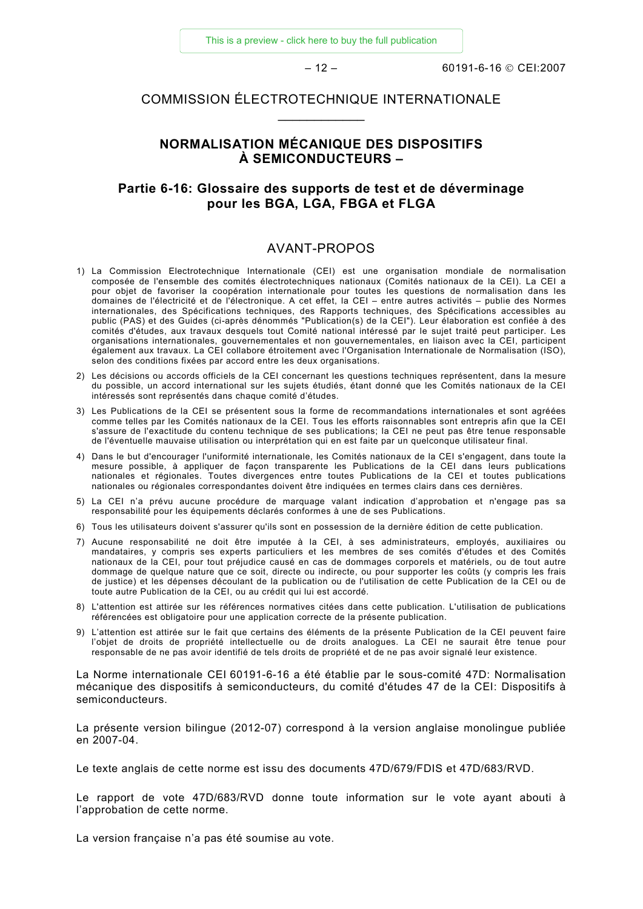COMMISSION ÉLECTROTECHNIQUE INTERNATIONALE

\_\_\_\_\_\_\_\_\_\_\_\_

# NORMALISATION MÉCANIQUE DES DISPOSITIFS À SEMICONDUCTEURS –

## Partie 6-16: Glossaire des supports de test et de déverminage pour les BGA, LGA, FBGA et FLGA

## AVANT-PROPOS

1) La Commission Electrotechnique Internationale (CEI) est une organisation mondiale de normalisation composée de l'ensemble des comités électrotechniques nationaux (Comités nationaux de la CEI). La CEI a pour objet de favoriser la coopération internationale pour toutes les questions de normalisation dans les domaines de l'électricité et de l'électronique. A cet effet, la CEI – entre autres activités – publie des Normes internationales, des Spécifications techniques, des Rapports techniques, des Spécifications accessibles au public (PAS) et des Guides (ci-après dénommés "Publication(s) de la CEI"). Leur élaboration est confiée à des comités d'études, aux travaux desquels tout Comité national intéressé par le sujet traité peut participer. Les organisations internationales, gouvernementales et non gouvernementales, en liaison avec la CEI, participent également aux travaux. La CEI collabore étroitement avec l'Organisation Internationale de Normalisation (ISO), selon des conditions fixées par accord entre les deux organisations.
2) Les décisions ou accords officiels de la CEI concernant les questions techniques représentent, dans la mesure du possible, un accord international sur les sujets étudiés, étant donné que les Comités nationaux de la CEI intéressés sont représentés dans chaque comité d'études.
3) Les Publications de la CEI se présentent sous la forme de recommandations internationales et sont agréées comme telles par les Comités nationaux de la CEI. Tous les efforts raisonnables sont entrepris afin que la CEI s'assure de l'exactitude du contenu technique de ses publications; la CEI ne peut pas être tenue responsable de l'éventuelle mauvaise utilisation ou interprétation qui en est faite par un quelconque utilisateur final.
4) Dans le but d'encourager l'uniformité internationale, les Comités nationaux de la CEI s'engagent, dans toute la mesure possible, à appliquer de façon transparente les Publications de la CEI dans leurs publications nationales et régionales. Toutes divergences entre toutes Publications de la CEI et toutes publications nationales ou régionales correspondantes doivent être indiquées en termes clairs dans ces dernières.
5) La CEI n'a prévu aucune procédure de marquage valant indication d'approbation et n'engage pas sa responsabilité pour les équipements déclarés conformes à une de ses Publications.
6) Tous les utilisateurs doivent s'assurer qu'ils sont en possession de la dernière édition de cette publication.
7) Aucune responsabilité ne doit être imputée à la CEI, à ses administrateurs, employés, auxiliaires ou mandataires, y compris ses experts particuliers et les membres de ses comités d'études et des Comités nationaux de la CEI, pour tout préjudice causé en cas de dommages corporels et matériels, ou de tout autre dommage de quelque nature que ce soit, directe ou indirecte, ou pour supporter les coûts (y compris les frais de justice) et les dépenses découlant de la publication ou de l'utilisation de cette Publication de la CEI ou de toute autre Publication de la CEI, ou au crédit qui lui est accordé.
8) L'attention est attirée sur les références normatives citées dans cette publication. L'utilisation de publications référencées est obligatoire pour une application correcte de la présente publication.
9) L'attention est attirée sur le fait que certains des éléments de la présente Publication de la CEI peuvent faire l'objet de droits de propriété intellectuelle ou de droits analogues. La CEI ne saurait être tenue pour responsable de ne pas avoir identifié de tels droits de propriété et de ne pas avoir signalé leur existence.

La Norme internationale CEI 60191-6-16 a été établie par le sous-comité 47D: Normalisation mécanique des dispositifs à semiconducteurs, du comité d'études 47 de la CEI: Dispositifs à semiconducteurs.

La présente version bilingue (2012-07) correspond à la version anglaise monolingue publiée en 2007-04.

Le texte anglais de cette norme est issu des documents 47D/679/FDIS et 47D/683/RVD.

Le rapport de vote 47D/683/RVD donne toute information sur le vote ayant abouti à l'approbation de cette norme.

La version française n'a pas été soumise au vote.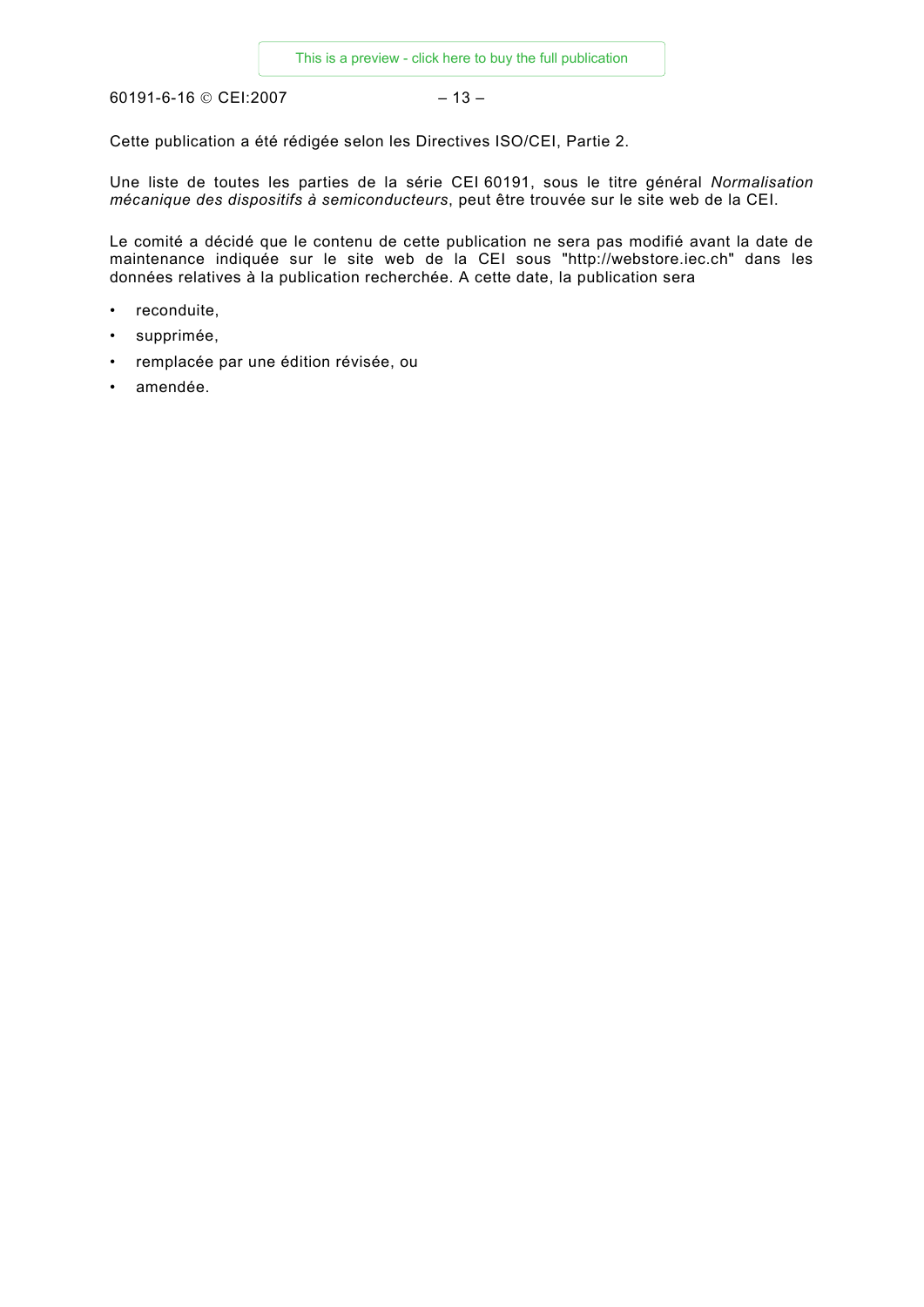Cette publication a été rédigée selon les Directives ISO/CEI, Partie 2.

Une liste de toutes les parties de la série CEI 60191, sous le titre général *Normalisation mécanique des dispositifs à semiconducteurs*, peut être trouvée sur le site web de la CEI.

Le comité a décidé que le contenu de cette publication ne sera pas modifié avant la date de maintenance indiquée sur le site web de la CEI sous "http://webstore.iec.ch" dans les données relatives à la publication recherchée. A cette date, la publication sera

- reconduite,
- supprimée,
- remplacée par une édition révisée, ou
- amendée.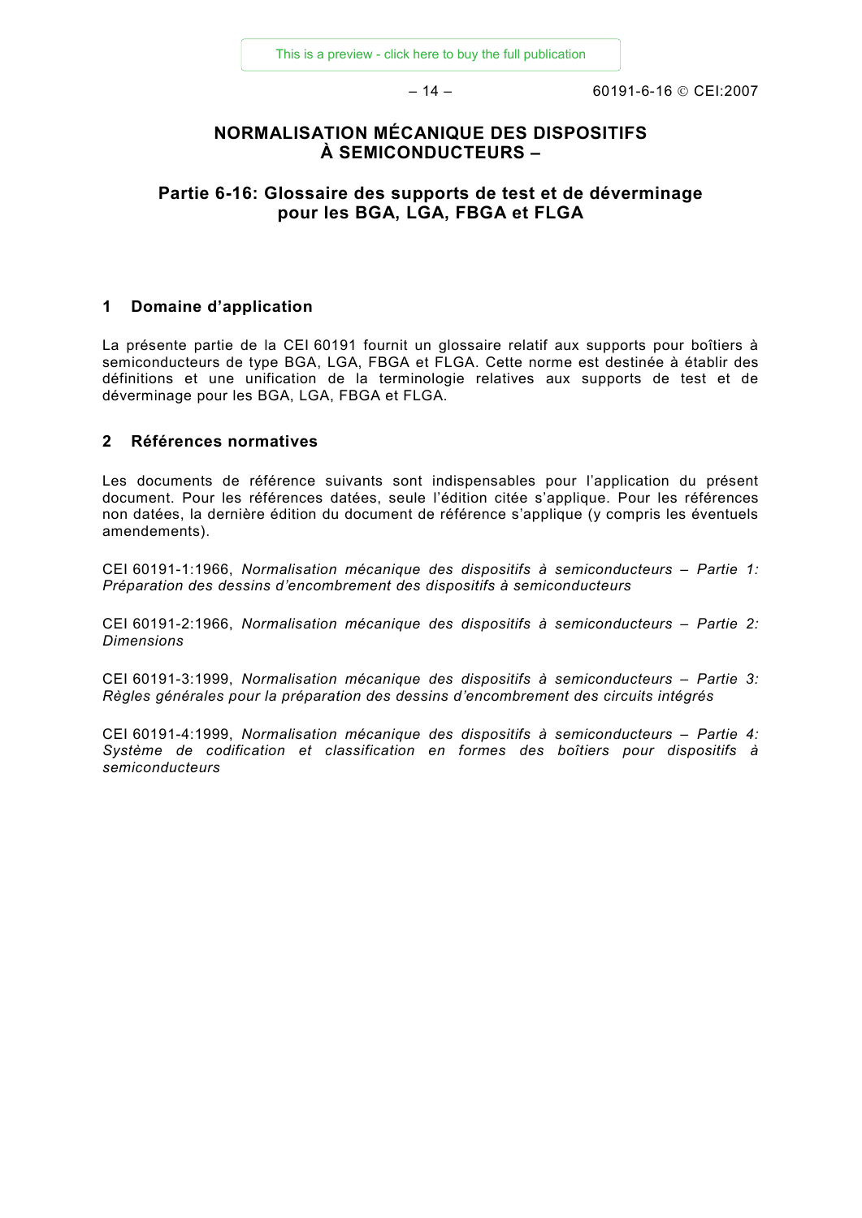# NORMALISATION MÉCANIQUE DES DISPOSITIFS À SEMICONDUCTEURS –

## Partie 6-16: Glossaire des supports de test et de déverminage pour les BGA, LGA, FBGA et FLGA

### 1 Domaine d'application

La présente partie de la CEI 60191 fournit un glossaire relatif aux supports pour boîtiers à semiconducteurs de type BGA, LGA, FBGA et FLGA. Cette norme est destinée à établir des définitions et une unification de la terminologie relatives aux supports de test et de déverminage pour les BGA, LGA, FBGA et FLGA.

### 2 Références normatives

Les documents de référence suivants sont indispensables pour l'application du présent document. Pour les références datées, seule l'édition citée s'applique. Pour les références non datées, la dernière édition du document de référence s'applique (y compris les éventuels amendements).

CEI 60191-1:1966, *Normalisation mécanique des dispositifs à semiconducteurs – Partie 1: Préparation des dessins d'encombrement des dispositifs à semiconducteurs*

CEI 60191-2:1966, *Normalisation mécanique des dispositifs à semiconducteurs – Partie 2: Dimensions*

CEI 60191-3:1999, *Normalisation mécanique des dispositifs à semiconducteurs – Partie 3: Règles générales pour la préparation des dessins d'encombrement des circuits intégrés*

CEI 60191-4:1999, *Normalisation mécanique des dispositifs à semiconducteurs – Partie 4: Système de codification et classification en formes des boîtiers pour dispositifs à semiconducteurs*